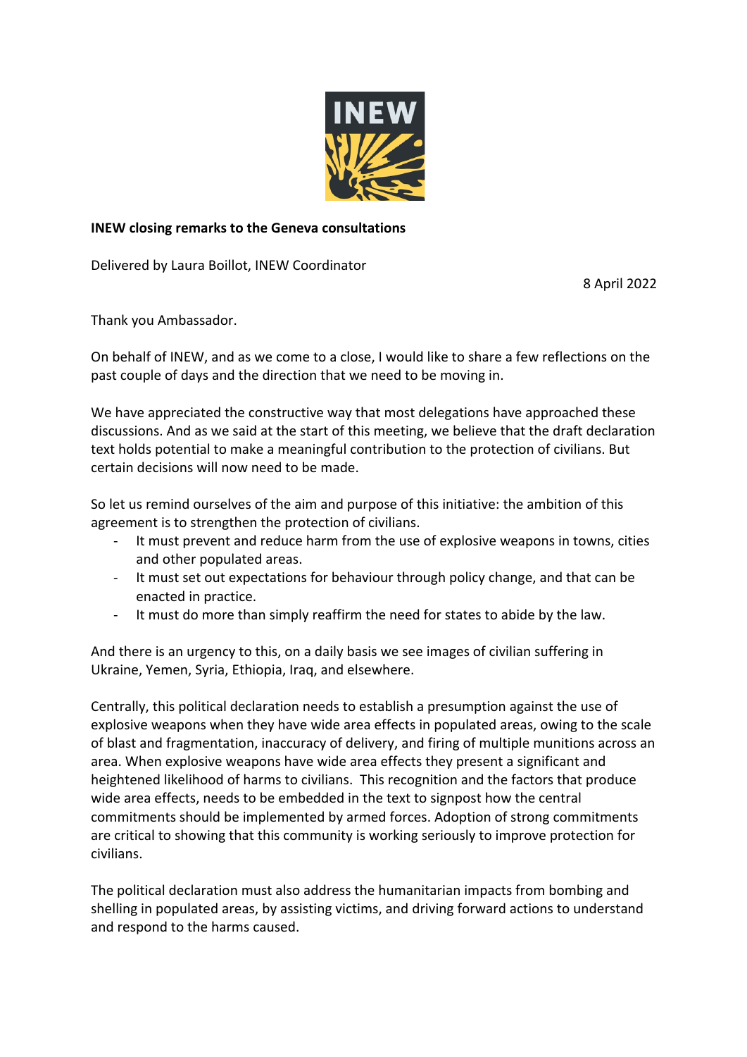**INEW closing remarks to the Geneva consultations**

Delivered by Laura Boillot, INEW Coordinator

8 April 2022

Thank you Ambassador.

On behalf of INEW, and as we come to a close, I would like to share a few reflections on the past couple of days and the direction that we need to be moving in.

We have appreciated the constructive way that most delegations have approached these discussions. And as we said at the start of this meeting, we believe that the draft declaration text holds potential to make a meaningful contribution to the protection of civilians. But certain decisions will now need to be made.

So let us remind ourselves of the aim and purpose of this initiative: the ambition of this agreement is to strengthen the protection of civilians.

- It must prevent and reduce harm from the use of explosive weapons in towns, cities and other populated areas.
- It must set out expectations for behaviour through policy change, and that can be enacted in practice.
- It must do more than simply reaffirm the need for states to abide by the law.

And there is an urgency to this, on a daily basis we see images of civilian suffering in Ukraine, Yemen, Syria, Ethiopia, Iraq, and elsewhere.

Centrally, this political declaration needs to establish a presumption against the use of explosive weapons when they have wide area effects in populated areas, owing to the scale of blast and fragmentation, inaccuracy of delivery, and firing of multiple munitions across an area. When explosive weapons have wide area effects they present a significant and heightened likelihood of harms to civilians. This recognition and the factors that produce wide area effects, needs to be embedded in the text to signpost how the central commitments should be implemented by armed forces. Adoption of strong commitments are critical to showing that this community is working seriously to improve protection for civilians.

The political declaration must also address the humanitarian impacts from bombing and shelling in populated areas, by assisting victims, and driving forward actions to understand and respond to the harms caused.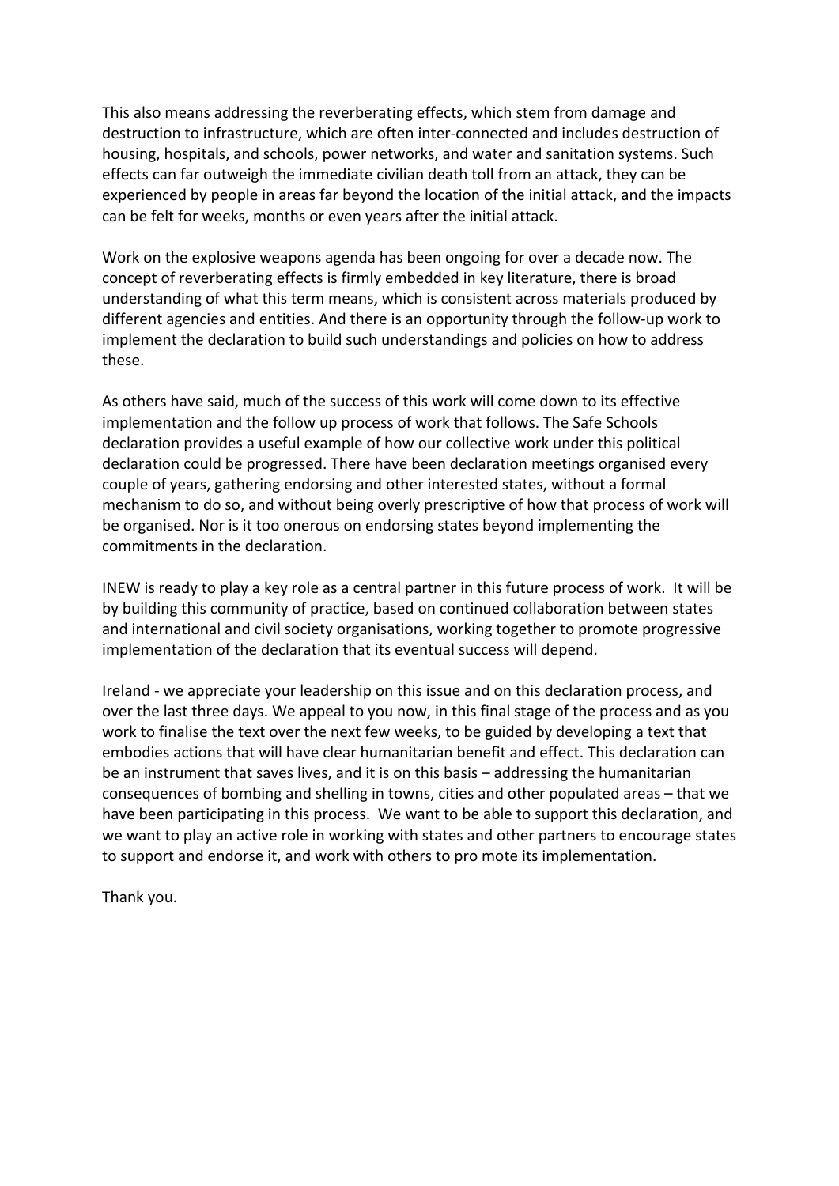This also means addressing the reverberating effects, which stem from damage and destruction to infrastructure, which are often inter-connected and includes destruction of housing, hospitals, and schools, power networks, and water and sanitation systems. Such effects can far outweigh the immediate civilian death toll from an attack, they can be experienced by people in areas far beyond the location of the initial attack, and the impacts can be felt for weeks, months or even years after the initial attack.

Work on the explosive weapons agenda has been ongoing for over a decade now. The concept of reverberating effects is firmly embedded in key literature, there is broad understanding of what this term means, which is consistent across materials produced by different agencies and entities. And there is an opportunity through the follow-up work to implement the declaration to build such understandings and policies on how to address these.

As others have said, much of the success of this work will come down to its effective implementation and the follow up process of work that follows. The Safe Schools declaration provides a useful example of how our collective work under this political declaration could be progressed. There have been declaration meetings organised every couple of years, gathering endorsing and other interested states, without a formal mechanism to do so, and without being overly prescriptive of how that process of work will be organised. Nor is it too onerous on endorsing states beyond implementing the commitments in the declaration.

INEW is ready to play a key role as a central partner in this future process of work. It will be by building this community of practice, based on continued collaboration between states and international and civil society organisations, working together to promote progressive implementation of the declaration that its eventual success will depend.

Ireland - we appreciate your leadership on this issue and on this declaration process, and over the last three days. We appeal to you now, in this final stage of the process and as you work to finalise the text over the next few weeks, to be guided by developing a text that embodies actions that will have clear humanitarian benefit and effect. This declaration can be an instrument that saves lives, and it is on this basis – addressing the humanitarian consequences of bombing and shelling in towns, cities and other populated areas – that we have been participating in this process. We want to be able to support this declaration, and we want to play an active role in working with states and other partners to encourage states to support and endorse it, and work with others to pro mote its implementation.

Thank you.